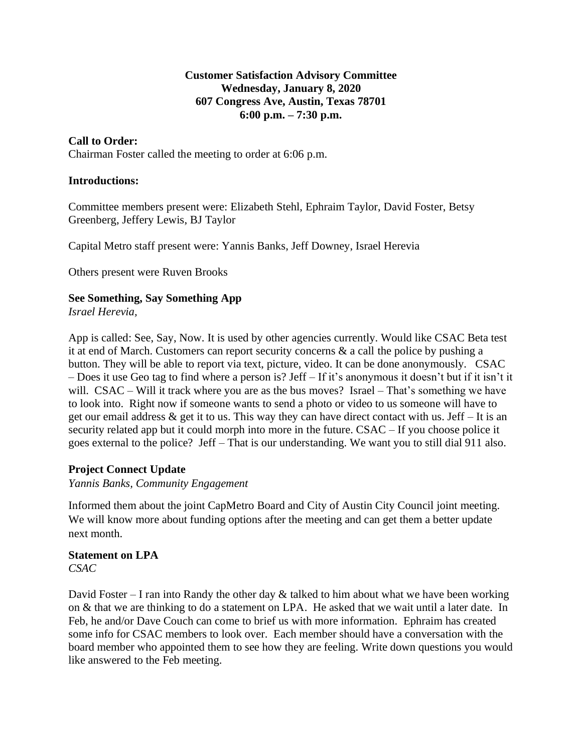**Customer Satisfaction Advisory Committee**
**Wednesday, January 8, 2020**
**607 Congress Ave, Austin, Texas 78701**
**6:00 p.m. – 7:30 p.m.**

**Call to Order:**
Chairman Foster called the meeting to order at 6:06 p.m.

**Introductions:**

Committee members present were: Elizabeth Stehl, Ephraim Taylor, David Foster, Betsy Greenberg, Jeffery Lewis, BJ Taylor

Capital Metro staff present were: Yannis Banks, Jeff Downey, Israel Herevia

Others present were Ruven Brooks

**See Something, Say Something App**
*Israel Herevia,*

App is called: See, Say, Now. It is used by other agencies currently. Would like CSAC Beta test it at end of March. Customers can report security concerns & a call the police by pushing a button. They will be able to report via text, picture, video. It can be done anonymously. CSAC – Does it use Geo tag to find where a person is? Jeff – If it's anonymous it doesn't but if it isn't it will. CSAC – Will it track where you are as the bus moves? Israel – That's something we have to look into. Right now if someone wants to send a photo or video to us someone will have to get our email address & get it to us. This way they can have direct contact with us. Jeff – It is an security related app but it could morph into more in the future. CSAC – If you choose police it goes external to the police? Jeff – That is our understanding. We want you to still dial 911 also.

**Project Connect Update**
*Yannis Banks, Community Engagement*

Informed them about the joint CapMetro Board and City of Austin City Council joint meeting. We will know more about funding options after the meeting and can get them a better update next month.

**Statement on LPA**
*CSAC*

David Foster – I ran into Randy the other day & talked to him about what we have been working on & that we are thinking to do a statement on LPA. He asked that we wait until a later date. In Feb, he and/or Dave Couch can come to brief us with more information. Ephraim has created some info for CSAC members to look over. Each member should have a conversation with the board member who appointed them to see how they are feeling. Write down questions you would like answered to the Feb meeting.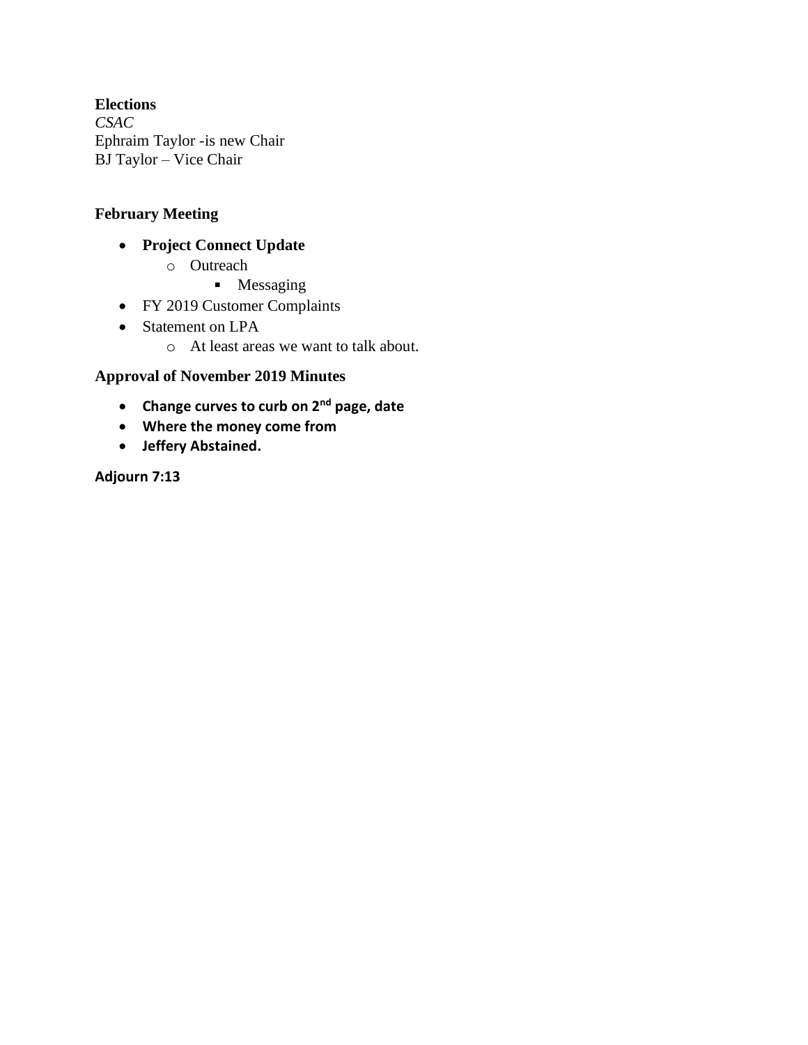**Elections**
*CSAC*
Ephraim Taylor -is new Chair
BJ Taylor – Vice Chair

**February Meeting**

- **Project Connect Update**
  - Outreach
    - Messaging
- FY 2019 Customer Complaints
- Statement on LPA
  - At least areas we want to talk about.

**Approval of November 2019 Minutes**

- **Change curves to curb on 2nd page, date**
- **Where the money come from**
- **Jeffery Abstained.**

**Adjourn 7:13**